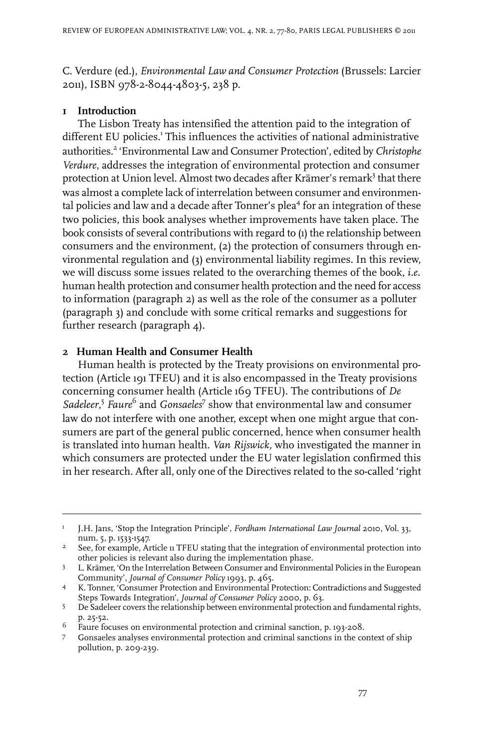C. Verdure (ed.), *Environmental Law and Consumer Protection* (Brussels: Larcier 2011), ISBN 978-2-8044-4803-5, 238 p.

## 1 Introduction

The Lisbon Treaty has intensified the attention paid to the integration of different EU policies.[1] This influences the activities of national administrative authorities.[2] 'Environmental Law and Consumer Protection', edited by *Christophe Verdure*, addresses the integration of environmental protection and consumer protection at Union level. Almost two decades after Krämer's remark[3] that there was almost a complete lack of interrelation between consumer and environmental policies and law and a decade after Tonner's plea[4] for an integration of these two policies, this book analyses whether improvements have taken place. The book consists of several contributions with regard to (1) the relationship between consumers and the environment, (2) the protection of consumers through environmental regulation and (3) environmental liability regimes. In this review, we will discuss some issues related to the overarching themes of the book, *i.e.* human health protection and consumer health protection and the need for access to information (paragraph 2) as well as the role of the consumer as a polluter (paragraph 3) and conclude with some critical remarks and suggestions for further research (paragraph 4).

## 2 Human Health and Consumer Health

Human health is protected by the Treaty provisions on environmental protection (Article 191 TFEU) and it is also encompassed in the Treaty provisions concerning consumer health (Article 169 TFEU). The contributions of *De Sadeleer*,[5] *Faure*[6] and *Gonsaeles*[7] show that environmental law and consumer law do not interfere with one another, except when one might argue that consumers are part of the general public concerned, hence when consumer health is translated into human health. *Van Rijswick,* who investigated the manner in which consumers are protected under the EU water legislation confirmed this in her research. After all, only one of the Directives related to the so-called 'right

---

[1] J.H. Jans, 'Stop the Integration Principle', *Fordham International Law Journal* 2010, Vol. 33, num. 5, p. 1533-1547.

[2] See, for example, Article 11 TFEU stating that the integration of environmental protection into other policies is relevant also during the implementation phase.

[3] L. Krämer, 'On the Interrelation Between Consumer and Environmental Policies in the European Community', *Journal of Consumer Policy* 1993, p. 465.

[4] K. Tonner, 'Consumer Protection and Environmental Protection: Contradictions and Suggested Steps Towards Integration', *Journal of Consumer Policy* 2000, p. 63.

[5] De Sadeleer covers the relationship between environmental protection and fundamental rights, p. 25-52.

[6] Faure focuses on environmental protection and criminal sanction, p. 193-208.

[7] Gonsaeles analyses environmental protection and criminal sanctions in the context of ship pollution, p. 209-239.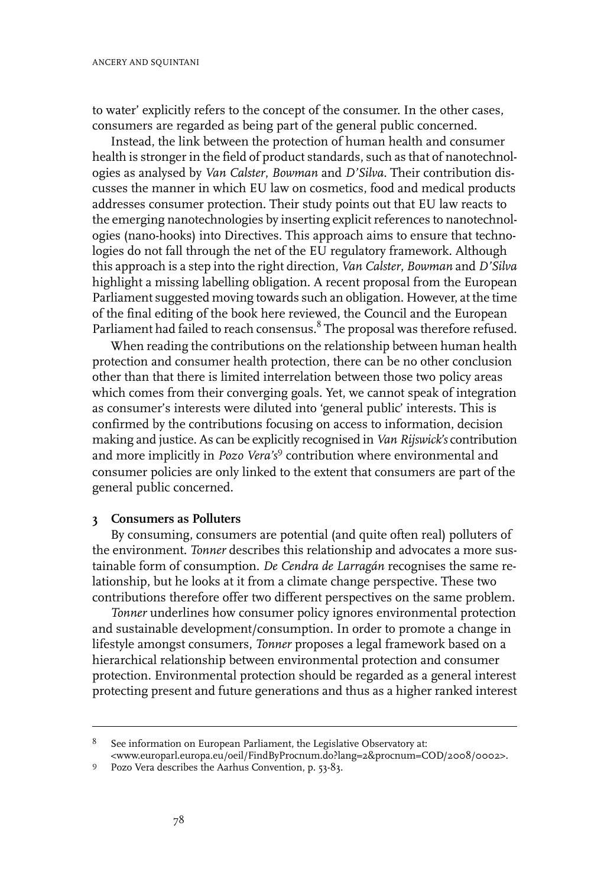to water' explicitly refers to the concept of the consumer. In the other cases, consumers are regarded as being part of the general public concerned.

Instead, the link between the protection of human health and consumer health is stronger in the field of product standards, such as that of nanotechnologies as analysed by *Van Calster*, *Bowman* and *D'Silva*. Their contribution discusses the manner in which EU law on cosmetics, food and medical products addresses consumer protection. Their study points out that EU law reacts to the emerging nanotechnologies by inserting explicit references to nanotechnologies (nano-hooks) into Directives. This approach aims to ensure that technologies do not fall through the net of the EU regulatory framework. Although this approach is a step into the right direction, *Van Calster*, *Bowman* and *D'Silva* highlight a missing labelling obligation. A recent proposal from the European Parliament suggested moving towards such an obligation. However, at the time of the final editing of the book here reviewed, the Council and the European Parliament had failed to reach consensus.[8] The proposal was therefore refused.

When reading the contributions on the relationship between human health protection and consumer health protection, there can be no other conclusion other than that there is limited interrelation between those two policy areas which comes from their converging goals. Yet, we cannot speak of integration as consumer's interests were diluted into 'general public' interests. This is confirmed by the contributions focusing on access to information, decision making and justice. As can be explicitly recognised in *Van Rijswick's* contribution and more implicitly in *Pozo Vera's*[9] contribution where environmental and consumer policies are only linked to the extent that consumers are part of the general public concerned.

## 3 Consumers as Polluters

By consuming, consumers are potential (and quite often real) polluters of the environment. *Tonner* describes this relationship and advocates a more sustainable form of consumption. *De Cendra de Larragán* recognises the same relationship, but he looks at it from a climate change perspective. These two contributions therefore offer two different perspectives on the same problem.

*Tonner* underlines how consumer policy ignores environmental protection and sustainable development/consumption. In order to promote a change in lifestyle amongst consumers, *Tonner* proposes a legal framework based on a hierarchical relationship between environmental protection and consumer protection. Environmental protection should be regarded as a general interest protecting present and future generations and thus as a higher ranked interest

---

8 See information on European Parliament, the Legislative Observatory at: <www.europarl.europa.eu/oeil/FindByProcnum.do?lang=2&procnum=COD/2008/0002>.

9 Pozo Vera describes the Aarhus Convention, p. 53-83.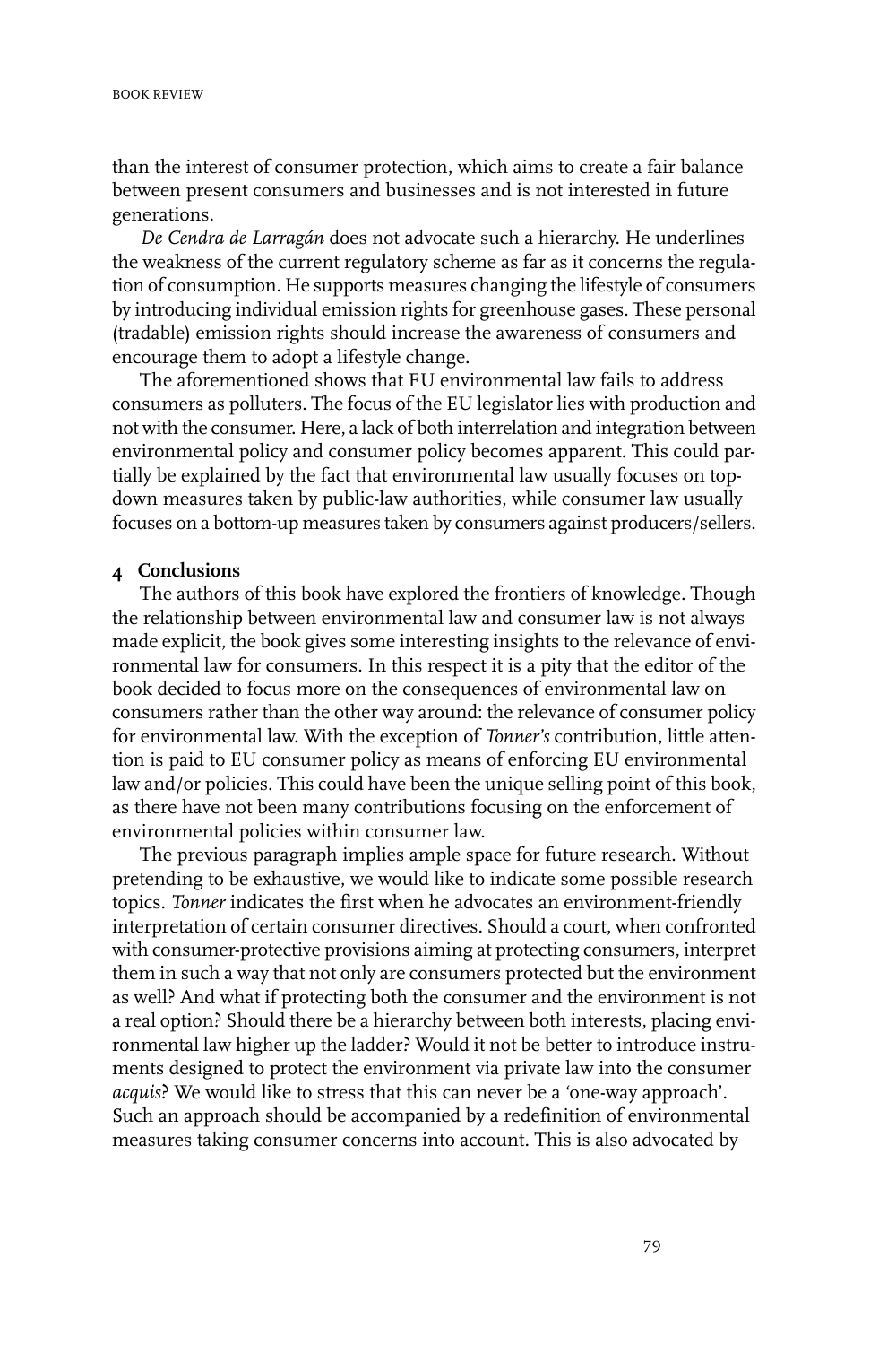than the interest of consumer protection, which aims to create a fair balance between present consumers and businesses and is not interested in future generations.

*De Cendra de Larragán* does not advocate such a hierarchy. He underlines the weakness of the current regulatory scheme as far as it concerns the regulation of consumption. He supports measures changing the lifestyle of consumers by introducing individual emission rights for greenhouse gases. These personal (tradable) emission rights should increase the awareness of consumers and encourage them to adopt a lifestyle change.

The aforementioned shows that EU environmental law fails to address consumers as polluters. The focus of the EU legislator lies with production and not with the consumer. Here, a lack of both interrelation and integration between environmental policy and consumer policy becomes apparent. This could partially be explained by the fact that environmental law usually focuses on top-down measures taken by public-law authorities, while consumer law usually focuses on a bottom-up measures taken by consumers against producers/sellers.

## 4 Conclusions

The authors of this book have explored the frontiers of knowledge. Though the relationship between environmental law and consumer law is not always made explicit, the book gives some interesting insights to the relevance of environmental law for consumers. In this respect it is a pity that the editor of the book decided to focus more on the consequences of environmental law on consumers rather than the other way around: the relevance of consumer policy for environmental law. With the exception of *Tonner's* contribution, little attention is paid to EU consumer policy as means of enforcing EU environmental law and/or policies. This could have been the unique selling point of this book, as there have not been many contributions focusing on the enforcement of environmental policies within consumer law.

The previous paragraph implies ample space for future research. Without pretending to be exhaustive, we would like to indicate some possible research topics. *Tonner* indicates the first when he advocates an environment-friendly interpretation of certain consumer directives. Should a court, when confronted with consumer-protective provisions aiming at protecting consumers, interpret them in such a way that not only are consumers protected but the environment as well? And what if protecting both the consumer and the environment is not a real option? Should there be a hierarchy between both interests, placing environmental law higher up the ladder? Would it not be better to introduce instruments designed to protect the environment via private law into the consumer *acquis*? We would like to stress that this can never be a 'one-way approach'. Such an approach should be accompanied by a redefinition of environmental measures taking consumer concerns into account. This is also advocated by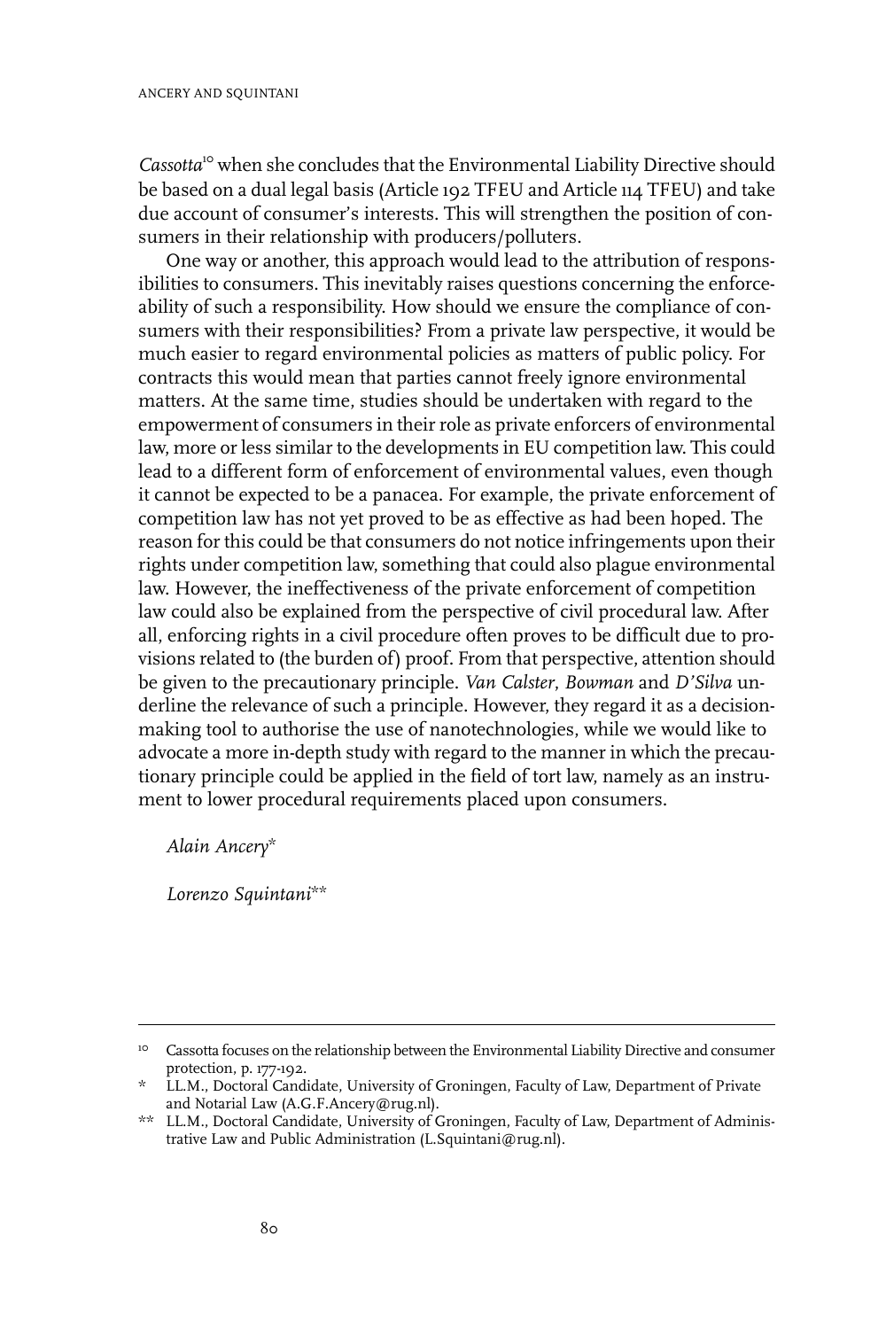*Cassotta*[10] when she concludes that the Environmental Liability Directive should be based on a dual legal basis (Article 192 TFEU and Article 114 TFEU) and take due account of consumer's interests. This will strengthen the position of consumers in their relationship with producers/polluters.

One way or another, this approach would lead to the attribution of responsibilities to consumers. This inevitably raises questions concerning the enforceability of such a responsibility. How should we ensure the compliance of consumers with their responsibilities? From a private law perspective, it would be much easier to regard environmental policies as matters of public policy. For contracts this would mean that parties cannot freely ignore environmental matters. At the same time, studies should be undertaken with regard to the empowerment of consumers in their role as private enforcers of environmental law, more or less similar to the developments in EU competition law. This could lead to a different form of enforcement of environmental values, even though it cannot be expected to be a panacea. For example, the private enforcement of competition law has not yet proved to be as effective as had been hoped. The reason for this could be that consumers do not notice infringements upon their rights under competition law, something that could also plague environmental law. However, the ineffectiveness of the private enforcement of competition law could also be explained from the perspective of civil procedural law. After all, enforcing rights in a civil procedure often proves to be difficult due to provisions related to (the burden of) proof. From that perspective, attention should be given to the precautionary principle. *Van Calster*, *Bowman* and *D'Silva* underline the relevance of such a principle. However, they regard it as a decision-making tool to authorise the use of nanotechnologies, while we would like to advocate a more in-depth study with regard to the manner in which the precautionary principle could be applied in the field of tort law, namely as an instrument to lower procedural requirements placed upon consumers.

*Alain Ancery**

*Lorenzo Squintani***

---

[10] Cassotta focuses on the relationship between the Environmental Liability Directive and consumer protection, p. 177-192.

\* LL.M., Doctoral Candidate, University of Groningen, Faculty of Law, Department of Private and Notarial Law (A.G.F.Ancery@rug.nl).

\** LL.M., Doctoral Candidate, University of Groningen, Faculty of Law, Department of Administrative Law and Public Administration (L.Squintani@rug.nl).